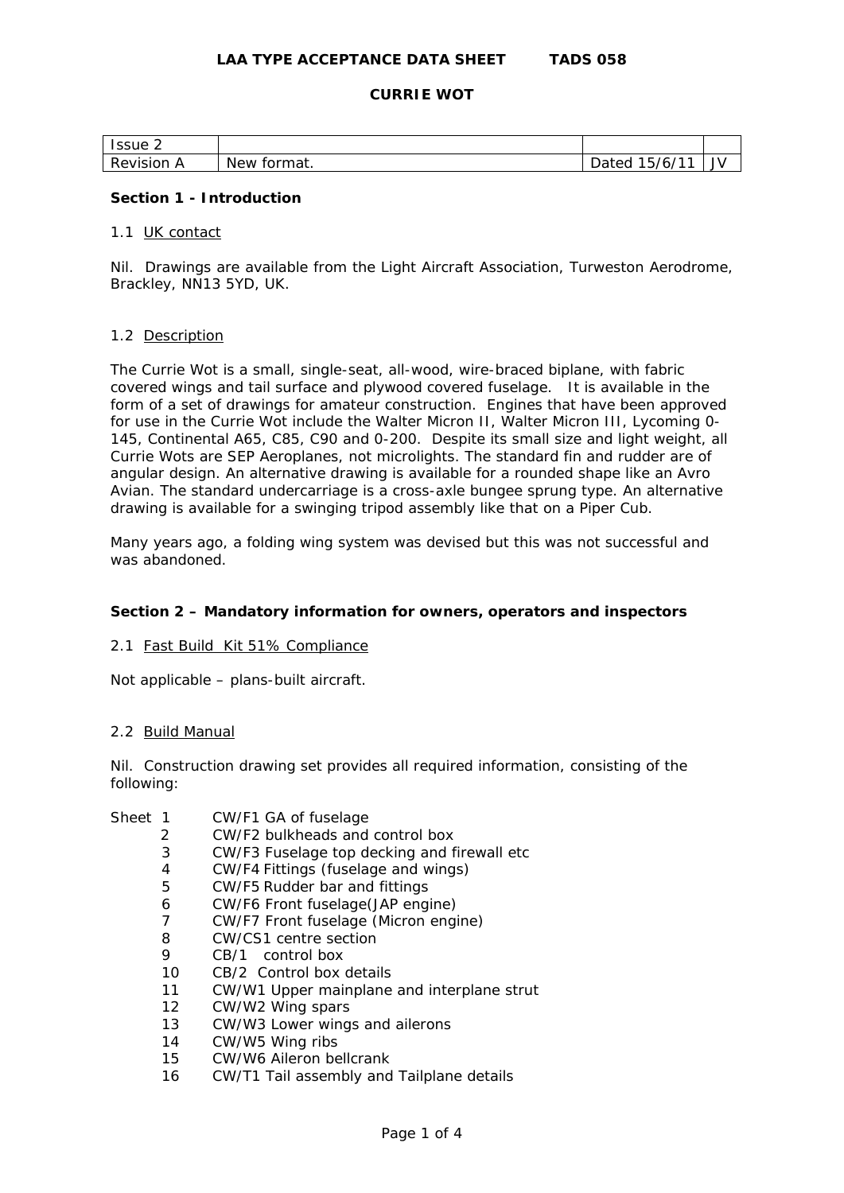**LAA TYPE ACCEPTANCE DATA SHEET TADS 058**

**CURRIE WOT**

| Issue 2 | | | |
|---|---|---|---|
| Revision A | New format. | Dated 15/6/11 | JV |

**Section 1 - Introduction**

1.1 UK contact

Nil. Drawings are available from the Light Aircraft Association, Turweston Aerodrome, Brackley, NN13 5YD, UK.

1.2 Description

The Currie Wot is a small, single-seat, all-wood, wire-braced biplane, with fabric covered wings and tail surface and plywood covered fuselage. It is available in the form of a set of drawings for amateur construction. Engines that have been approved for use in the Currie Wot include the Walter Micron II, Walter Micron III, Lycoming 0-145, Continental A65, C85, C90 and 0-200. Despite its small size and light weight, all Currie Wots are SEP Aeroplanes, not microlights. The standard fin and rudder are of angular design. An alternative drawing is available for a rounded shape like an Avro Avian. The standard undercarriage is a cross-axle bungee sprung type. An alternative drawing is available for a swinging tripod assembly like that on a Piper Cub.

Many years ago, a folding wing system was devised but this was not successful and was abandoned.

**Section 2 – Mandatory information for owners, operators and inspectors**

2.1 Fast Build Kit 51% Compliance

Not applicable – plans-built aircraft.

2.2 Build Manual

Nil. Construction drawing set provides all required information, consisting of the following:

Sheet
1. CW/F1 GA of fuselage
2. CW/F2 bulkheads and control box
3. CW/F3 Fuselage top decking and firewall etc
4. CW/F4 Fittings (fuselage and wings)
5. CW/F5 Rudder bar and fittings
6. CW/F6 Front fuselage(JAP engine)
7. CW/F7 Front fuselage (Micron engine)
8. CW/CS1 centre section
9. CB/1 control box
10. CB/2 Control box details
11. CW/W1 Upper mainplane and interplane strut
12. CW/W2 Wing spars
13. CW/W3 Lower wings and ailerons
14. CW/W5 Wing ribs
15. CW/W6 Aileron bellcrank
16. CW/T1 Tail assembly and Tailplane details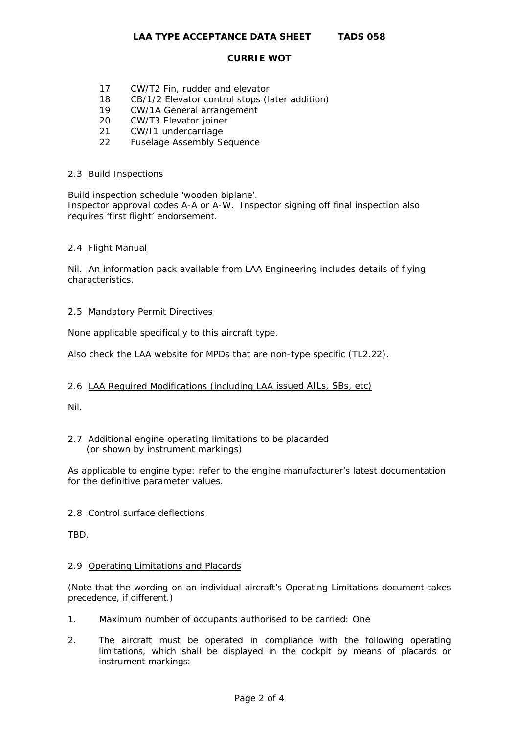| | |
|---|---|
| 17 | CW/T2 Fin, rudder and elevator |
| 18 | CB/1/2 Elevator control stops (later addition) |
| 19 | CW/1A General arrangement |
| 20 | CW/T3 Elevator joiner |
| 21 | CW/I1 undercarriage |
| 22 | Fuselage Assembly Sequence |

### 2.3 Build Inspections

Build inspection schedule 'wooden biplane'.
Inspector approval codes A-A or A-W. Inspector signing off final inspection also requires 'first flight' endorsement.

### 2.4 Flight Manual

Nil. An information pack available from LAA Engineering includes details of flying characteristics.

### 2.5 Mandatory Permit Directives

None applicable specifically to this aircraft type.

Also check the LAA website for MPDs that are non-type specific (TL2.22).

### 2.6 LAA Required Modifications (including LAA issued AILs, SBs, etc)

Nil.

### 2.7 Additional engine operating limitations to be placarded (or shown by instrument markings)

As applicable to engine type: refer to the engine manufacturer's latest documentation for the definitive parameter values.

### 2.8 Control surface deflections

TBD.

### 2.9 Operating Limitations and Placards

(Note that the wording on an individual aircraft's Operating Limitations document takes precedence, if different.)

1. Maximum number of occupants authorised to be carried: One

2. The aircraft must be operated in compliance with the following operating limitations, which shall be displayed in the cockpit by means of placards or instrument markings: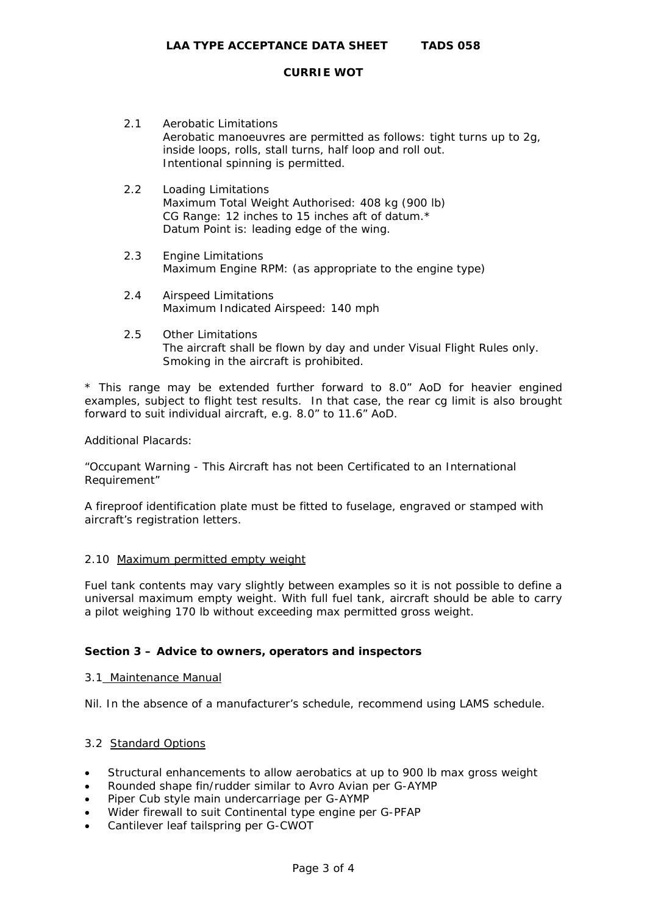2.1 Aerobatic Limitations
Aerobatic manoeuvres are permitted as follows: tight turns up to 2g, inside loops, rolls, stall turns, half loop and roll out.
Intentional spinning is permitted.

2.2 Loading Limitations
Maximum Total Weight Authorised: 408 kg (900 lb)
CG Range: 12 inches to 15 inches aft of datum.*
Datum Point is: leading edge of the wing.

2.3 Engine Limitations
Maximum Engine RPM: (as appropriate to the engine type)

2.4 Airspeed Limitations
Maximum Indicated Airspeed: 140 mph

2.5 Other Limitations
The aircraft shall be flown by day and under Visual Flight Rules only.
Smoking in the aircraft is prohibited.

* This range may be extended further forward to 8.0" AoD for heavier engined examples, subject to flight test results. In that case, the rear cg limit is also brought forward to suit individual aircraft, e.g. 8.0" to 11.6" AoD.

Additional Placards:

"Occupant Warning - This Aircraft has not been Certificated to an International Requirement"

A fireproof identification plate must be fitted to fuselage, engraved or stamped with aircraft's registration letters.

2.10 Maximum permitted empty weight

Fuel tank contents may vary slightly between examples so it is not possible to define a universal maximum empty weight. With full fuel tank, aircraft should be able to carry a pilot weighing 170 lb without exceeding max permitted gross weight.

## Section 3 – Advice to owners, operators and inspectors

3.1 Maintenance Manual

Nil. In the absence of a manufacturer's schedule, recommend using LAMS schedule.

3.2 Standard Options

- Structural enhancements to allow aerobatics at up to 900 lb max gross weight
- Rounded shape fin/rudder similar to Avro Avian per G-AYMP
- Piper Cub style main undercarriage per G-AYMP
- Wider firewall to suit Continental type engine per G-PFAP
- Cantilever leaf tailspring per G-CWOT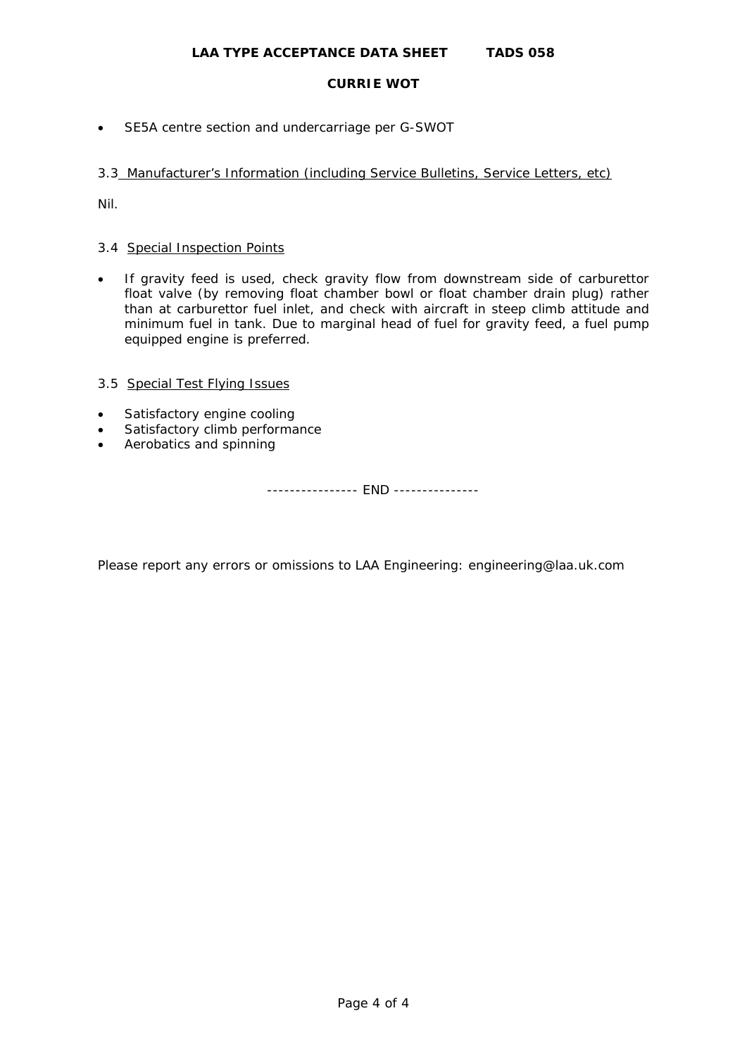- SE5A centre section and undercarriage per G-SWOT

### 3.3 Manufacturer's Information (including Service Bulletins, Service Letters, etc)

Nil.

### 3.4 Special Inspection Points

- If gravity feed is used, check gravity flow from downstream side of carburettor float valve (by removing float chamber bowl or float chamber drain plug) rather than at carburettor fuel inlet, and check with aircraft in steep climb attitude and minimum fuel in tank. Due to marginal head of fuel for gravity feed, a fuel pump equipped engine is preferred.

### 3.5 Special Test Flying Issues

- Satisfactory engine cooling
- Satisfactory climb performance
- Aerobatics and spinning

---------------- END ---------------

Please report any errors or omissions to LAA Engineering: engineering@laa.uk.com